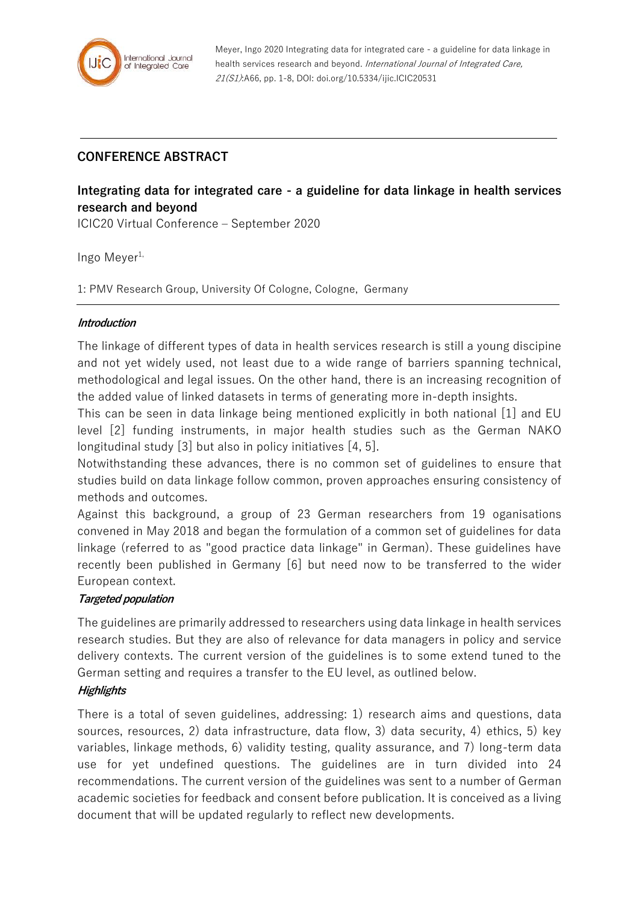Meyer, Ingo 2020 Integrating data for integrated care - a guideline for data linkage in health services research and beyond. *International Journal of Integrated Care, 21(S1)*:A66, pp. 1-8, DOI: doi.org/10.5334/ijic.ICIC20531

## CONFERENCE ABSTRACT

# Integrating data for integrated care - a guideline for data linkage in health services research and beyond

ICIC20 Virtual Conference – September 2020

Ingo Meyer[1,]

1: PMV Research Group, University Of Cologne, Cologne, Germany

### *Introduction*

The linkage of different types of data in health services research is still a young discipine and not yet widely used, not least due to a wide range of barriers spanning technical, methodological and legal issues. On the other hand, there is an increasing recognition of the added value of linked datasets in terms of generating more in-depth insights.

This can be seen in data linkage being mentioned explicitly in both national [1] and EU level [2] funding instruments, in major health studies such as the German NAKO longitudinal study [3] but also in policy initiatives [4, 5].

Notwithstanding these advances, there is no common set of guidelines to ensure that studies build on data linkage follow common, proven approaches ensuring consistency of methods and outcomes.

Against this background, a group of 23 German researchers from 19 oganisations convened in May 2018 and began the formulation of a common set of guidelines for data linkage (referred to as "good practice data linkage" in German). These guidelines have recently been published in Germany [6] but need now to be transferred to the wider European context.

### *Targeted population*

The guidelines are primarily addressed to researchers using data linkage in health services research studies. But they are also of relevance for data managers in policy and service delivery contexts. The current version of the guidelines is to some extend tuned to the German setting and requires a transfer to the EU level, as outlined below.

### *Highlights*

There is a total of seven guidelines, addressing: 1) research aims and questions, data sources, resources, 2) data infrastructure, data flow, 3) data security, 4) ethics, 5) key variables, linkage methods, 6) validity testing, quality assurance, and 7) long-term data use for yet undefined questions. The guidelines are in turn divided into 24 recommendations. The current version of the guidelines was sent to a number of German academic societies for feedback and consent before publication. It is conceived as a living document that will be updated regularly to reflect new developments.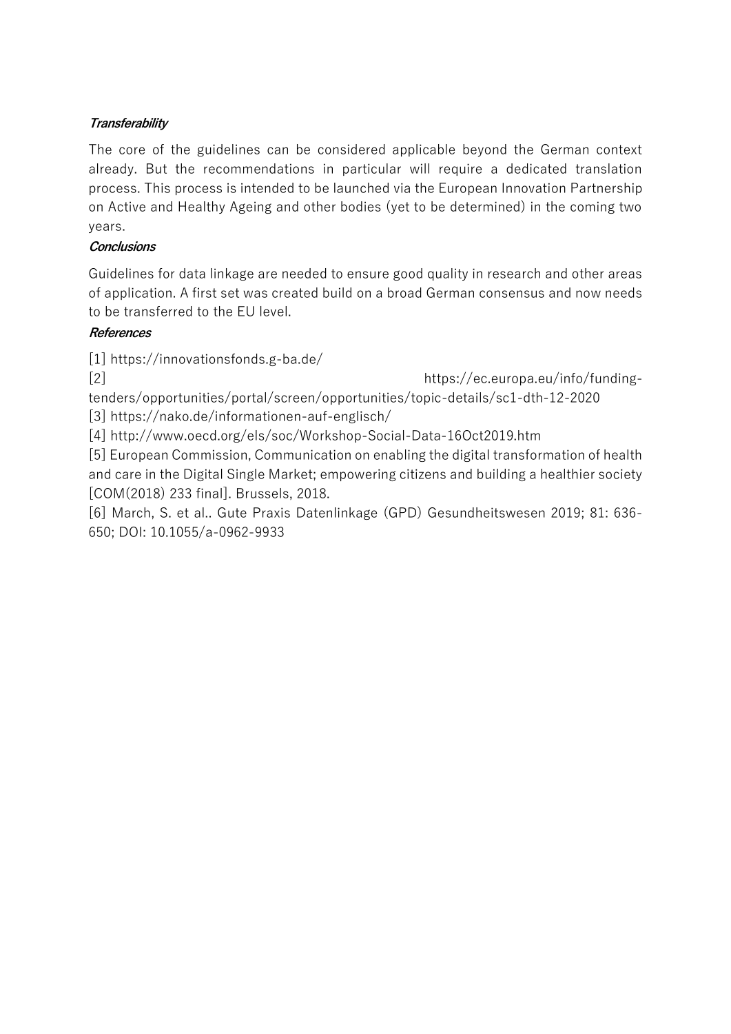### *Transferability*

The core of the guidelines can be considered applicable beyond the German context already. But the recommendations in particular will require a dedicated translation process. This process is intended to be launched via the European Innovation Partnership on Active and Healthy Ageing and other bodies (yet to be determined) in the coming two years.

### *Conclusions*

Guidelines for data linkage are needed to ensure good quality in research and other areas of application. A first set was created build on a broad German consensus and now needs to be transferred to the EU level.

### *References*

[1] https://innovationsfonds.g-ba.de/

[2] https://ec.europa.eu/info/funding-tenders/opportunities/portal/screen/opportunities/topic-details/sc1-dth-12-2020

[3] https://nako.de/informationen-auf-englisch/

[4] http://www.oecd.org/els/soc/Workshop-Social-Data-16Oct2019.htm

[5] European Commission, Communication on enabling the digital transformation of health and care in the Digital Single Market; empowering citizens and building a healthier society [COM(2018) 233 final]. Brussels, 2018.

[6] March, S. et al.. Gute Praxis Datenlinkage (GPD) Gesundheitswesen 2019; 81: 636-650; DOI: 10.1055/a-0962-9933